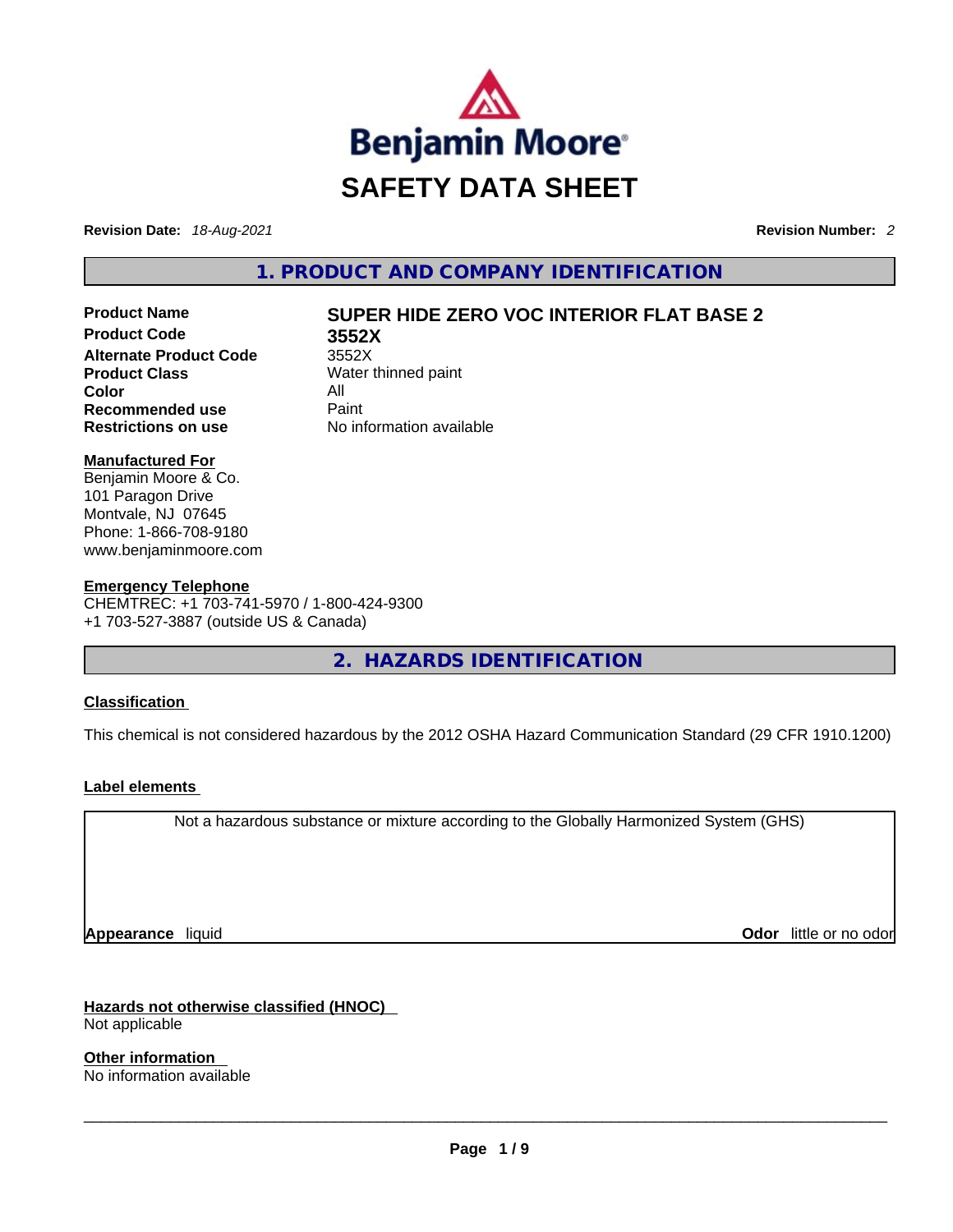# SAFETY DATA SHEET

**Revision Date:** *18-Aug-2021* **Revision Number:** *2*

## 1. PRODUCT AND COMPANY IDENTIFICATION

| | |
|---|---|
| **Product Name** | **SUPER HIDE ZERO VOC INTERIOR FLAT BASE 2** |
| **Product Code** | **3552X** |
| **Alternate Product Code** | 3552X |
| **Product Class** | Water thinned paint |
| **Color** | All |
| **Recommended use** | Paint |
| **Restrictions on use** | No information available |

**Manufactured For**
Benjamin Moore & Co.
101 Paragon Drive
Montvale, NJ 07645
Phone: 1-866-708-9180
www.benjaminmoore.com

**Emergency Telephone**
CHEMTREC: +1 703-741-5970 / 1-800-424-9300
+1 703-527-3887 (outside US & Canada)

## 2. HAZARDS IDENTIFICATION

**Classification**

This chemical is not considered hazardous by the 2012 OSHA Hazard Communication Standard (29 CFR 1910.1200)

**Label elements**

Not a hazardous substance or mixture according to the Globally Harmonized System (GHS)

**Appearance** liquid **Odor** little or no odor

**Hazards not otherwise classified (HNOC)**
Not applicable

**Other information**
No information available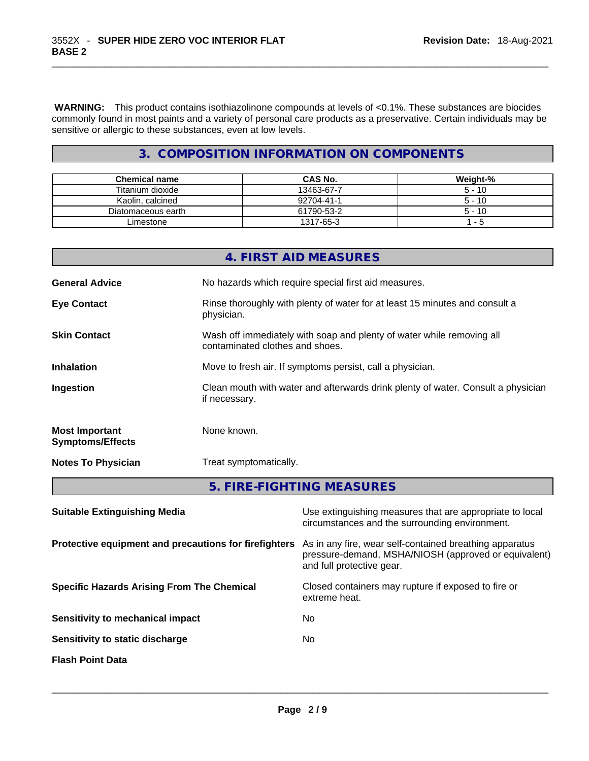**WARNING:** This product contains isothiazolinone compounds at levels of <0.1%. These substances are biocides commonly found in most paints and a variety of personal care products as a preservative. Certain individuals may be sensitive or allergic to these substances, even at low levels.

## 3. COMPOSITION INFORMATION ON COMPONENTS

| Chemical name | CAS No. | Weight-% |
| --- | --- | --- |
| Titanium dioxide | 13463-67-7 | 5 - 10 |
| Kaolin, calcined | 92704-41-1 | 5 - 10 |
| Diatomaceous earth | 61790-53-2 | 5 - 10 |
| Limestone | 1317-65-3 | 1 - 5 |

## 4. FIRST AID MEASURES

**General Advice**: No hazards which require special first aid measures.

**Eye Contact**: Rinse thoroughly with plenty of water for at least 15 minutes and consult a physician.

**Skin Contact**: Wash off immediately with soap and plenty of water while removing all contaminated clothes and shoes.

**Inhalation**: Move to fresh air. If symptoms persist, call a physician.

**Ingestion**: Clean mouth with water and afterwards drink plenty of water. Consult a physician if necessary.

**Most Important Symptoms/Effects**: None known.

**Notes To Physician**: Treat symptomatically.

## 5. FIRE-FIGHTING MEASURES

**Suitable Extinguishing Media**: Use extinguishing measures that are appropriate to local circumstances and the surrounding environment.

**Protective equipment and precautions for firefighters**: As in any fire, wear self-contained breathing apparatus pressure-demand, MSHA/NIOSH (approved or equivalent) and full protective gear.

**Specific Hazards Arising From The Chemical**: Closed containers may rupture if exposed to fire or extreme heat.

**Sensitivity to mechanical impact**: No

**Sensitivity to static discharge**: No

**Flash Point Data**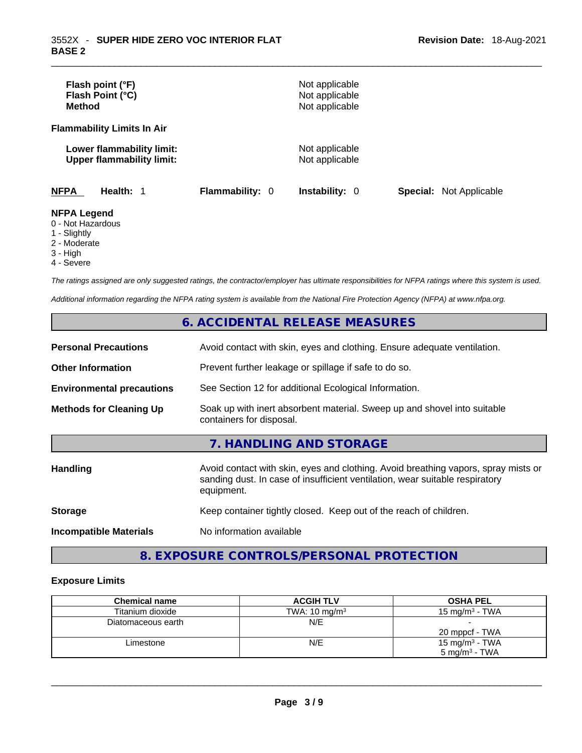| | |
|---|---|
| **Flash point (°F)** | Not applicable |
| **Flash Point (°C)** | Not applicable |
| **Method** | Not applicable |

**Flammability Limits In Air**

| | |
|---|---|
| **Lower flammability limit:** | Not applicable |
| **Upper flammability limit:** | Not applicable |

**NFPA** **Health:** 1 **Flammability:** 0 **Instability:** 0 **Special:** Not Applicable

**NFPA Legend**
- 0 - Not Hazardous
- 1 - Slightly
- 2 - Moderate
- 3 - High
- 4 - Severe

*The ratings assigned are only suggested ratings, the contractor/employer has ultimate responsibilities for NFPA ratings where this system is used.*

*Additional information regarding the NFPA rating system is available from the National Fire Protection Agency (NFPA) at www.nfpa.org.*

## 6. ACCIDENTAL RELEASE MEASURES

| | |
|---|---|
| **Personal Precautions** | Avoid contact with skin, eyes and clothing. Ensure adequate ventilation. |
| **Other Information** | Prevent further leakage or spillage if safe to do so. |
| **Environmental precautions** | See Section 12 for additional Ecological Information. |
| **Methods for Cleaning Up** | Soak up with inert absorbent material. Sweep up and shovel into suitable containers for disposal. |

## 7. HANDLING AND STORAGE

| | |
|---|---|
| **Handling** | Avoid contact with skin, eyes and clothing. Avoid breathing vapors, spray mists or sanding dust. In case of insufficient ventilation, wear suitable respiratory equipment. |
| **Storage** | Keep container tightly closed. Keep out of the reach of children. |
| **Incompatible Materials** | No information available |

## 8. EXPOSURE CONTROLS/PERSONAL PROTECTION

### Exposure Limits

| Chemical name | ACGIH TLV | OSHA PEL |
|---|---|---|
| Titanium dioxide | TWA: 10 mg/m³ | 15 mg/m³ - TWA |
| Diatomaceous earth | N/E | -<br>20 mppcf - TWA |
| Limestone | N/E | 15 mg/m³ - TWA<br>5 mg/m³ - TWA |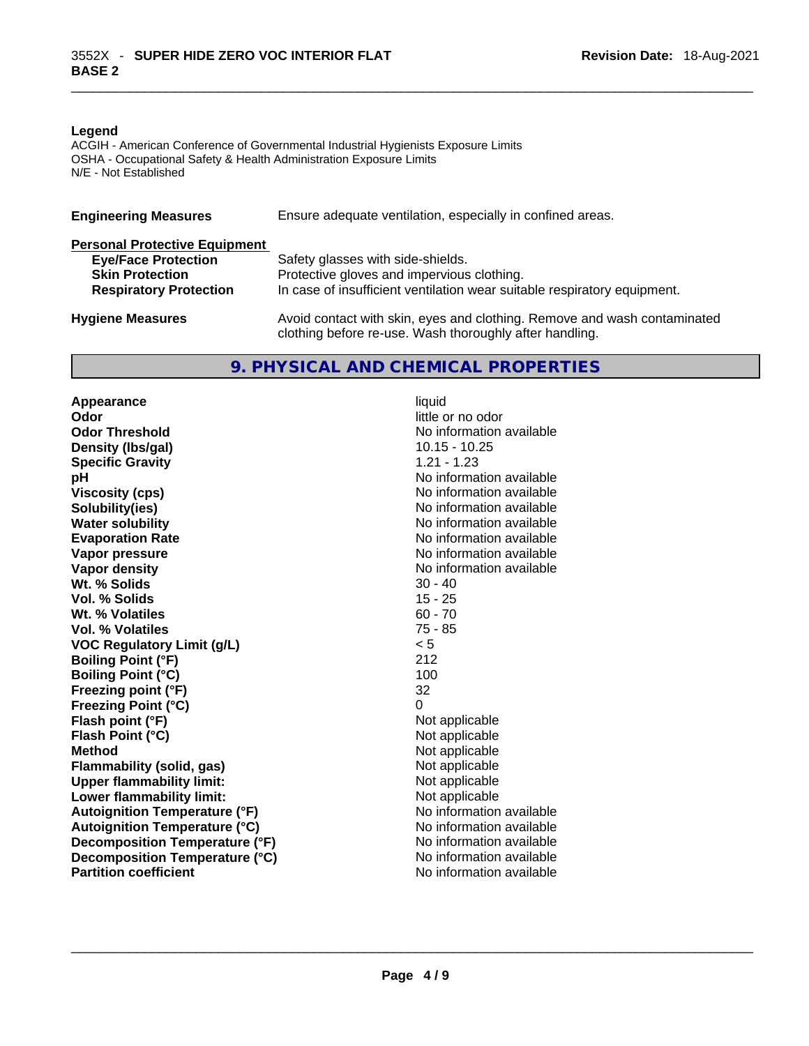**Legend**

ACGIH - American Conference of Governmental Industrial Hygienists Exposure Limits
OSHA - Occupational Safety & Health Administration Exposure Limits
N/E - Not Established

**Engineering Measures** Ensure adequate ventilation, especially in confined areas.

**Personal Protective Equipment**

- **Eye/Face Protection** Safety glasses with side-shields.
- **Skin Protection** Protective gloves and impervious clothing.
- **Respiratory Protection** In case of insufficient ventilation wear suitable respiratory equipment.

**Hygiene Measures** Avoid contact with skin, eyes and clothing. Remove and wash contaminated clothing before re-use. Wash thoroughly after handling.

## 9. PHYSICAL AND CHEMICAL PROPERTIES

| Property | Value |
|---|---|
| **Appearance** | liquid |
| **Odor** | little or no odor |
| **Odor Threshold** | No information available |
| **Density (lbs/gal)** | 10.15 - 10.25 |
| **Specific Gravity** | 1.21 - 1.23 |
| **pH** | No information available |
| **Viscosity (cps)** | No information available |
| **Solubility(ies)** | No information available |
| **Water solubility** | No information available |
| **Evaporation Rate** | No information available |
| **Vapor pressure** | No information available |
| **Vapor density** | No information available |
| **Wt. % Solids** | 30 - 40 |
| **Vol. % Solids** | 15 - 25 |
| **Wt. % Volatiles** | 60 - 70 |
| **Vol. % Volatiles** | 75 - 85 |
| **VOC Regulatory Limit (g/L)** | < 5 |
| **Boiling Point (°F)** | 212 |
| **Boiling Point (°C)** | 100 |
| **Freezing point (°F)** | 32 |
| **Freezing Point (°C)** | 0 |
| **Flash point (°F)** | Not applicable |
| **Flash Point (°C)** | Not applicable |
| **Method** | Not applicable |
| **Flammability (solid, gas)** | Not applicable |
| **Upper flammability limit:** | Not applicable |
| **Lower flammability limit:** | Not applicable |
| **Autoignition Temperature (°F)** | No information available |
| **Autoignition Temperature (°C)** | No information available |
| **Decomposition Temperature (°F)** | No information available |
| **Decomposition Temperature (°C)** | No information available |
| **Partition coefficient** | No information available |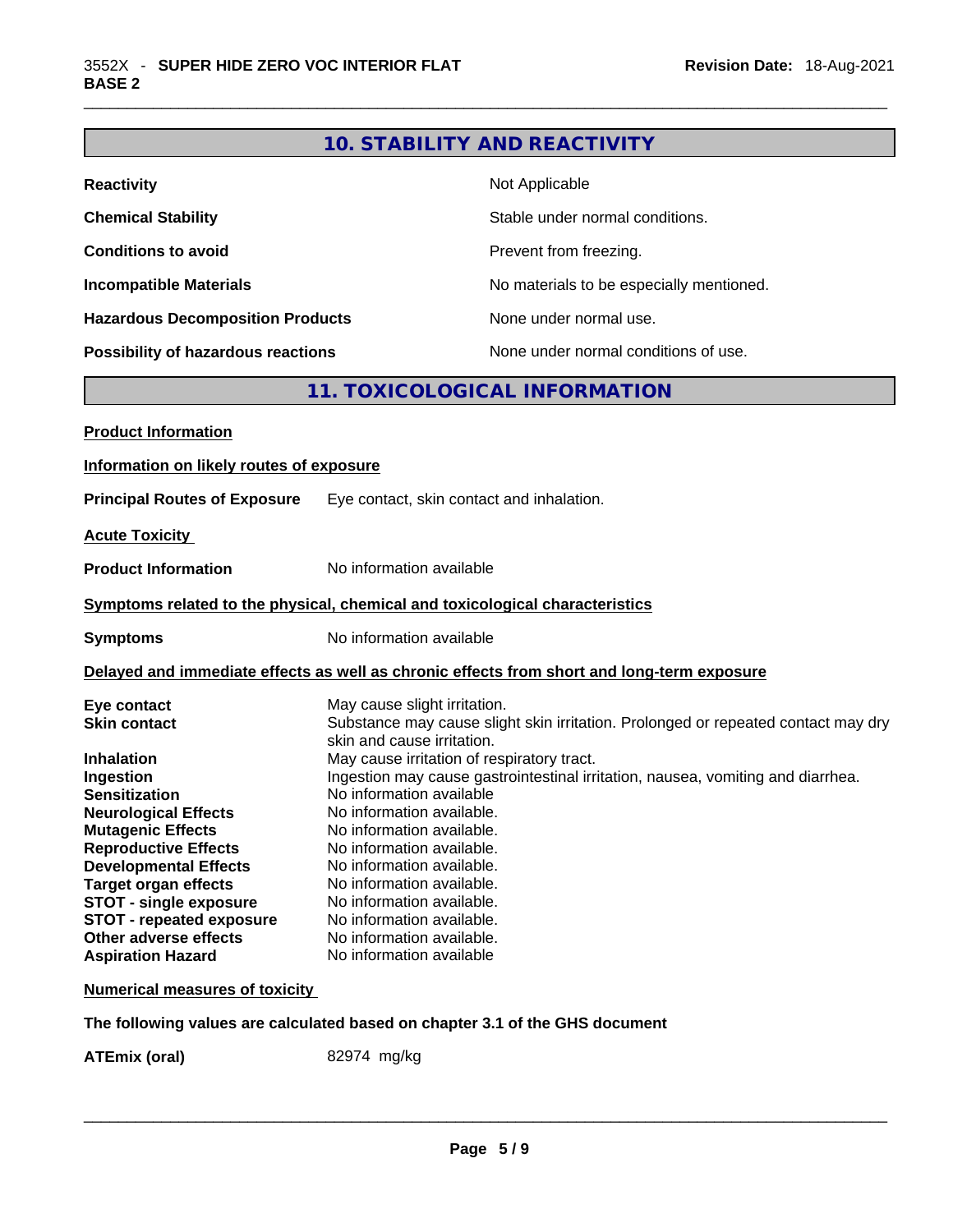## 10. STABILITY AND REACTIVITY

| | |
|---|---|
| **Reactivity** | Not Applicable |
| **Chemical Stability** | Stable under normal conditions. |
| **Conditions to avoid** | Prevent from freezing. |
| **Incompatible Materials** | No materials to be especially mentioned. |
| **Hazardous Decomposition Products** | None under normal use. |
| **Possibility of hazardous reactions** | None under normal conditions of use. |

## 11. TOXICOLOGICAL INFORMATION

**Product Information**

**Information on likely routes of exposure**

**Principal Routes of Exposure** Eye contact, skin contact and inhalation.

**Acute Toxicity**

**Product Information** No information available

**Symptoms related to the physical, chemical and toxicological characteristics**

**Symptoms** No information available

**Delayed and immediate effects as well as chronic effects from short and long-term exposure**

| | |
|---|---|
| **Eye contact** | May cause slight irritation. |
| **Skin contact** | Substance may cause slight skin irritation. Prolonged or repeated contact may dry skin and cause irritation. |
| **Inhalation** | May cause irritation of respiratory tract. |
| **Ingestion** | Ingestion may cause gastrointestinal irritation, nausea, vomiting and diarrhea. |
| **Sensitization** | No information available |
| **Neurological Effects** | No information available. |
| **Mutagenic Effects** | No information available. |
| **Reproductive Effects** | No information available. |
| **Developmental Effects** | No information available. |
| **Target organ effects** | No information available. |
| **STOT - single exposure** | No information available. |
| **STOT - repeated exposure** | No information available. |
| **Other adverse effects** | No information available. |
| **Aspiration Hazard** | No information available |

**Numerical measures of toxicity**

**The following values are calculated based on chapter 3.1 of the GHS document**

**ATEmix (oral)** 82974 mg/kg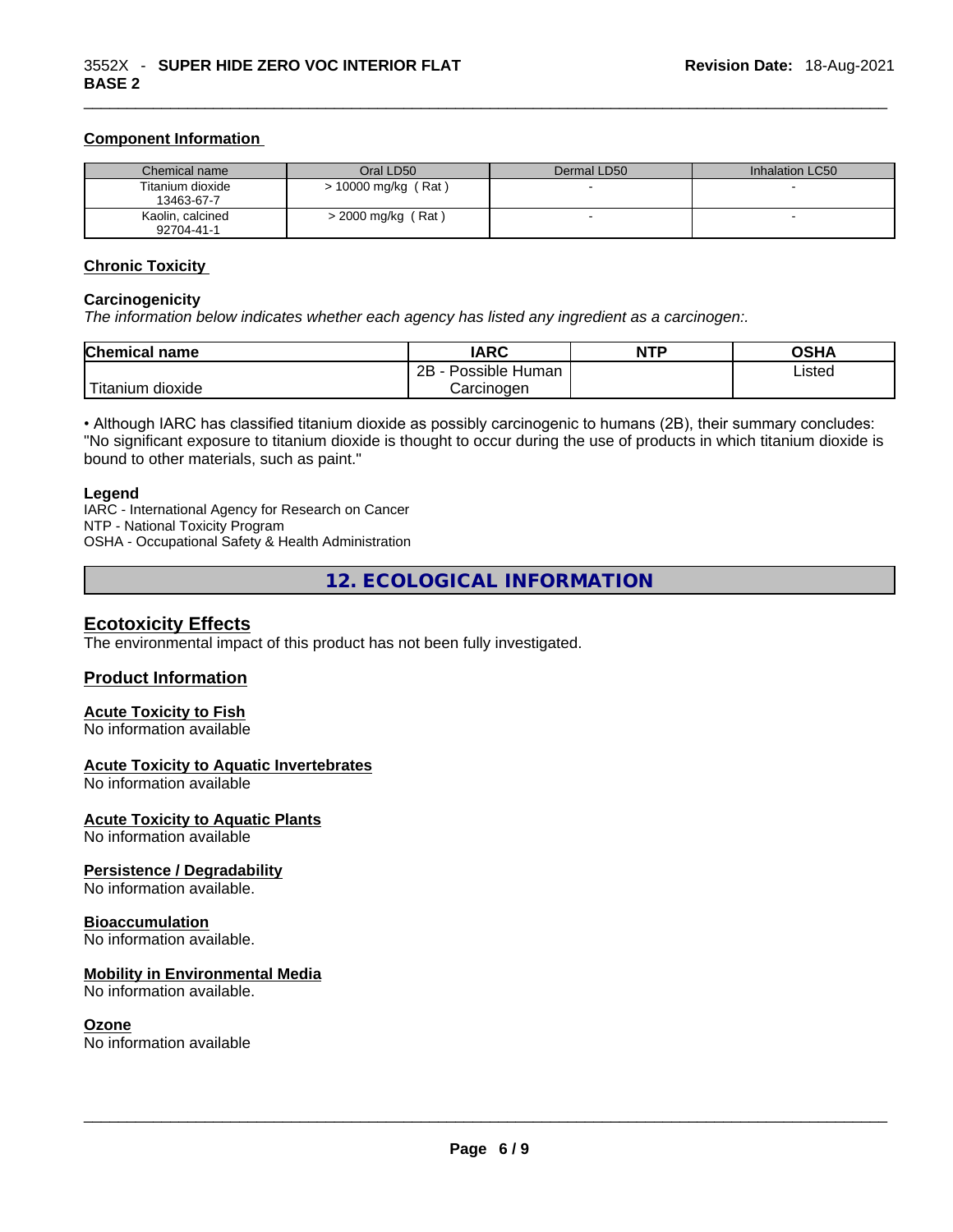### Component Information

| Chemical name | Oral LD50 | Dermal LD50 | Inhalation LC50 |
|---|---|---|---|
| Titanium dioxide 13463-67-7 | > 10000 mg/kg ( Rat ) | - | - |
| Kaolin, calcined 92704-41-1 | > 2000 mg/kg ( Rat ) | - | - |

### Chronic Toxicity

#### Carcinogenicity

*The information below indicates whether each agency has listed any ingredient as a carcinogen:.*

| Chemical name | IARC | NTP | OSHA |
|---|---|---|---|
| Titanium dioxide | 2B - Possible Human Carcinogen | | Listed |

• Although IARC has classified titanium dioxide as possibly carcinogenic to humans (2B), their summary concludes: "No significant exposure to titanium dioxide is thought to occur during the use of products in which titanium dioxide is bound to other materials, such as paint."

**Legend**

IARC - International Agency for Research on Cancer
NTP - National Toxicity Program
OSHA - Occupational Safety & Health Administration

## 12. ECOLOGICAL INFORMATION

### Ecotoxicity Effects

The environmental impact of this product has not been fully investigated.

### Product Information

#### Acute Toxicity to Fish

No information available

#### Acute Toxicity to Aquatic Invertebrates

No information available

#### Acute Toxicity to Aquatic Plants

No information available

#### Persistence / Degradability

No information available.

#### Bioaccumulation

No information available.

#### Mobility in Environmental Media

No information available.

#### Ozone

No information available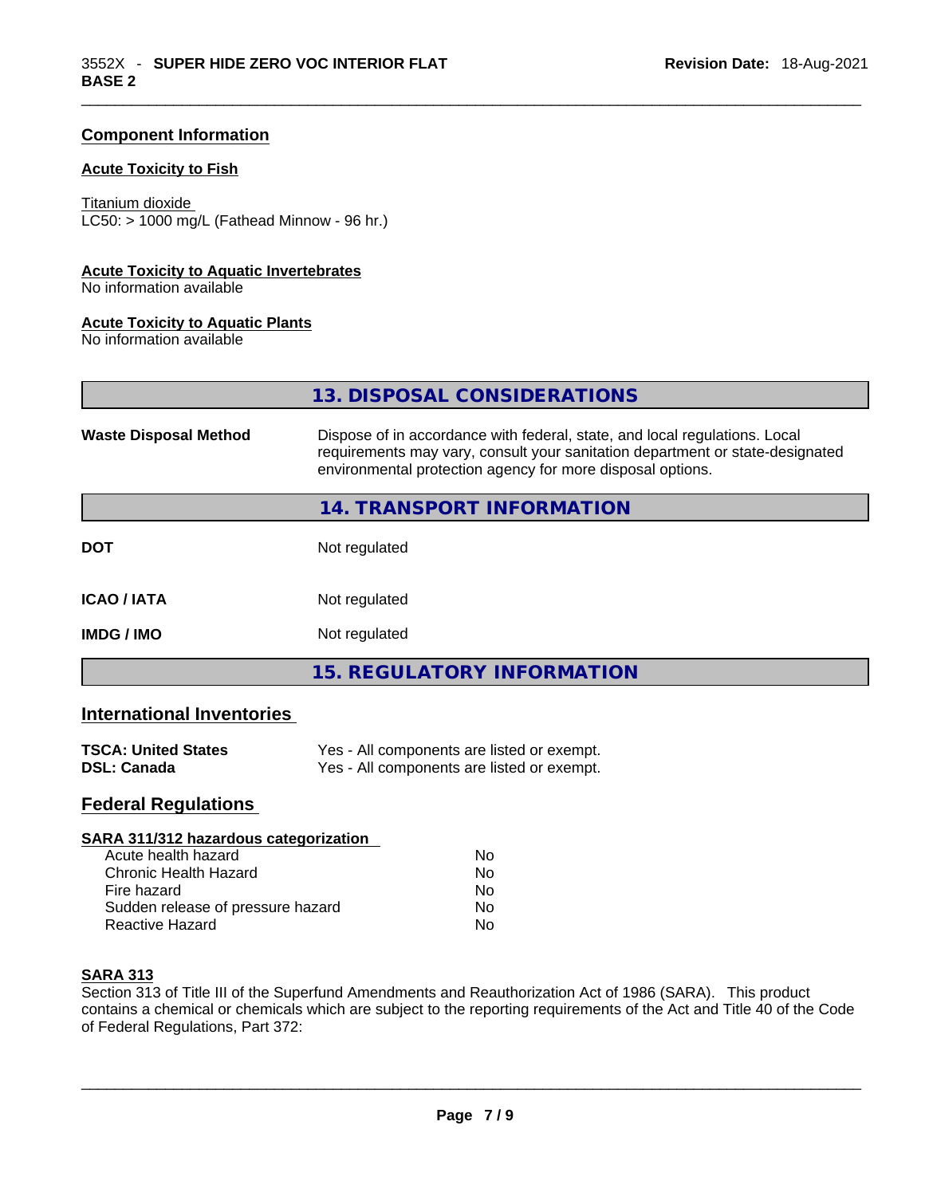## Component Information

### Acute Toxicity to Fish

Titanium dioxide
LC50: > 1000 mg/L (Fathead Minnow - 96 hr.)

### Acute Toxicity to Aquatic Invertebrates

No information available

### Acute Toxicity to Aquatic Plants

No information available

## 13. DISPOSAL CONSIDERATIONS

| | |
|---|---|
| **Waste Disposal Method** | Dispose of in accordance with federal, state, and local regulations. Local requirements may vary, consult your sanitation department or state-designated environmental protection agency for more disposal options. |

## 14. TRANSPORT INFORMATION

| | |
|---|---|
| **DOT** | Not regulated |
| **ICAO / IATA** | Not regulated |
| **IMDG / IMO** | Not regulated |

## 15. REGULATORY INFORMATION

### International Inventories

| | |
|---|---|
| **TSCA: United States** | Yes - All components are listed or exempt. |
| **DSL: Canada** | Yes - All components are listed or exempt. |

### Federal Regulations

#### SARA 311/312 hazardous categorization

| | |
|---|---|
| Acute health hazard | No |
| Chronic Health Hazard | No |
| Fire hazard | No |
| Sudden release of pressure hazard | No |
| Reactive Hazard | No |

#### SARA 313

Section 313 of Title III of the Superfund Amendments and Reauthorization Act of 1986 (SARA). This product contains a chemical or chemicals which are subject to the reporting requirements of the Act and Title 40 of the Code of Federal Regulations, Part 372: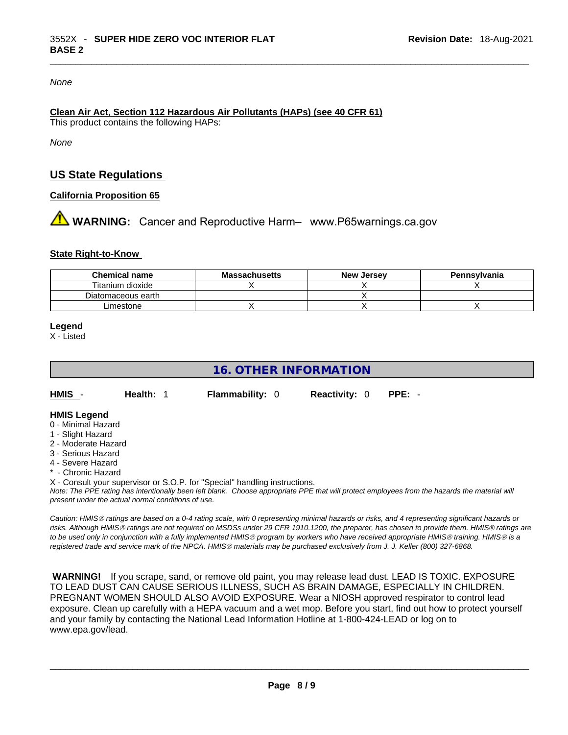*None*

**Clean Air Act, Section 112 Hazardous Air Pollutants (HAPs) (see 40 CFR 61)**
This product contains the following HAPs:

*None*

## US State Regulations

**California Proposition 65**

⚠ **WARNING:** Cancer and Reproductive Harm– www.P65warnings.ca.gov

**State Right-to-Know**

| Chemical name | Massachusetts | New Jersey | Pennsylvania |
|---|---|---|---|
| Titanium dioxide | X | X | X |
| Diatomaceous earth | | X | |
| Limestone | X | X | X |

**Legend**
X - Listed

## 16. OTHER INFORMATION

**HMIS** - **Health:** 1 **Flammability:** 0 **Reactivity:** 0 **PPE:** -

**HMIS Legend**
0 - Minimal Hazard
1 - Slight Hazard
2 - Moderate Hazard
3 - Serious Hazard
4 - Severe Hazard
* - Chronic Hazard
X - Consult your supervisor or S.O.P. for "Special" handling instructions.
*Note: The PPE rating has intentionally been left blank. Choose appropriate PPE that will protect employees from the hazards the material will present under the actual normal conditions of use.*

*Caution: HMIS® ratings are based on a 0-4 rating scale, with 0 representing minimal hazards or risks, and 4 representing significant hazards or risks. Although HMIS® ratings are not required on MSDSs under 29 CFR 1910.1200, the preparer, has chosen to provide them. HMIS® ratings are to be used only in conjunction with a fully implemented HMIS® program by workers who have received appropriate HMIS® training. HMIS® is a registered trade and service mark of the NPCA. HMIS® materials may be purchased exclusively from J. J. Keller (800) 327-6868.*

**WARNING!** If you scrape, sand, or remove old paint, you may release lead dust. LEAD IS TOXIC. EXPOSURE TO LEAD DUST CAN CAUSE SERIOUS ILLNESS, SUCH AS BRAIN DAMAGE, ESPECIALLY IN CHILDREN. PREGNANT WOMEN SHOULD ALSO AVOID EXPOSURE. Wear a NIOSH approved respirator to control lead exposure. Clean up carefully with a HEPA vacuum and a wet mop. Before you start, find out how to protect yourself and your family by contacting the National Lead Information Hotline at 1-800-424-LEAD or log on to www.epa.gov/lead.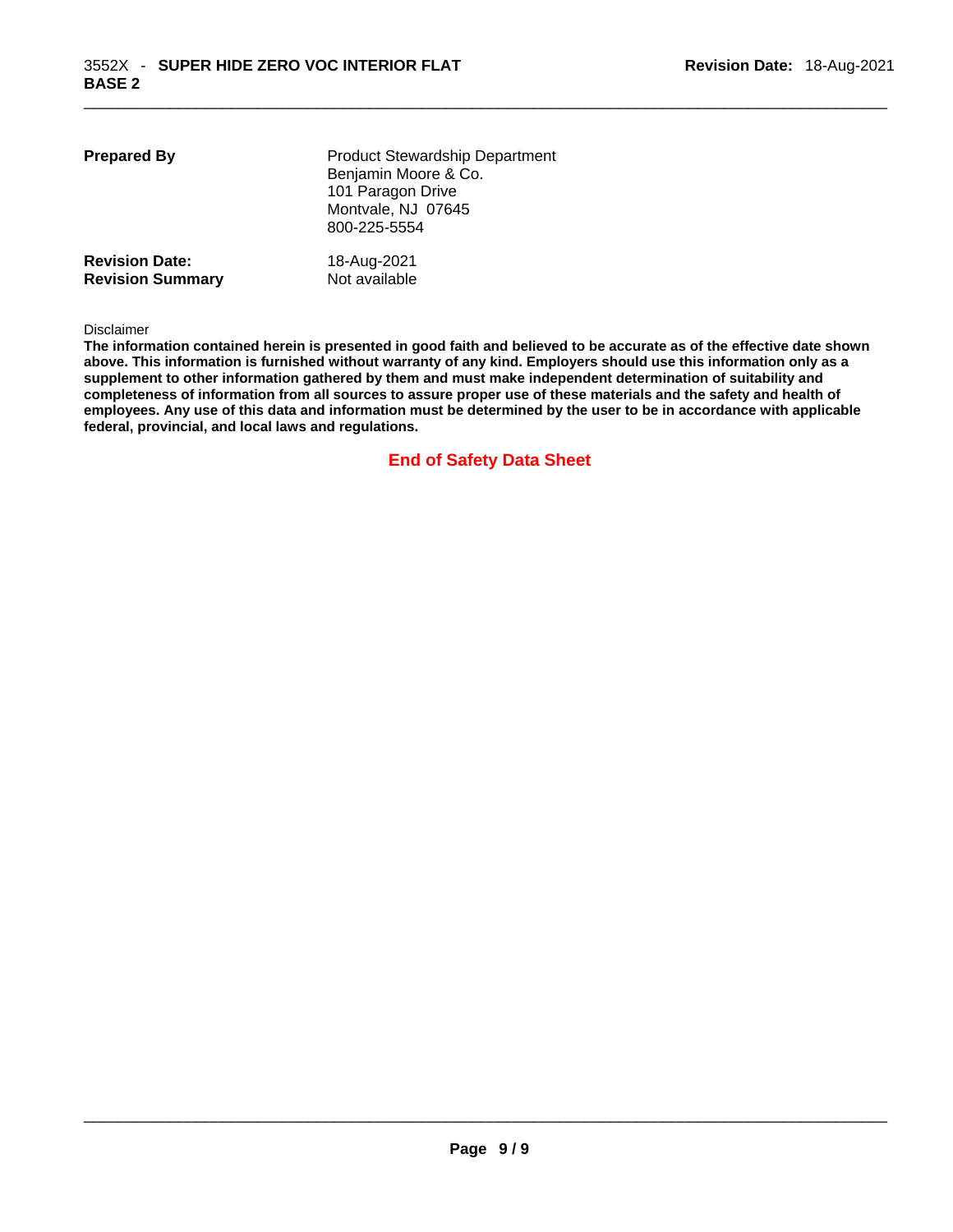| | |
|---|---|
| **Prepared By** | Product Stewardship Department<br>Benjamin Moore & Co.<br>101 Paragon Drive<br>Montvale, NJ 07645<br>800-225-5554 |
| **Revision Date:** | 18-Aug-2021 |
| **Revision Summary** | Not available |

Disclaimer

**The information contained herein is presented in good faith and believed to be accurate as of the effective date shown above. This information is furnished without warranty of any kind. Employers should use this information only as a supplement to other information gathered by them and must make independent determination of suitability and completeness of information from all sources to assure proper use of these materials and the safety and health of employees. Any use of this data and information must be determined by the user to be in accordance with applicable federal, provincial, and local laws and regulations.**

**End of Safety Data Sheet**